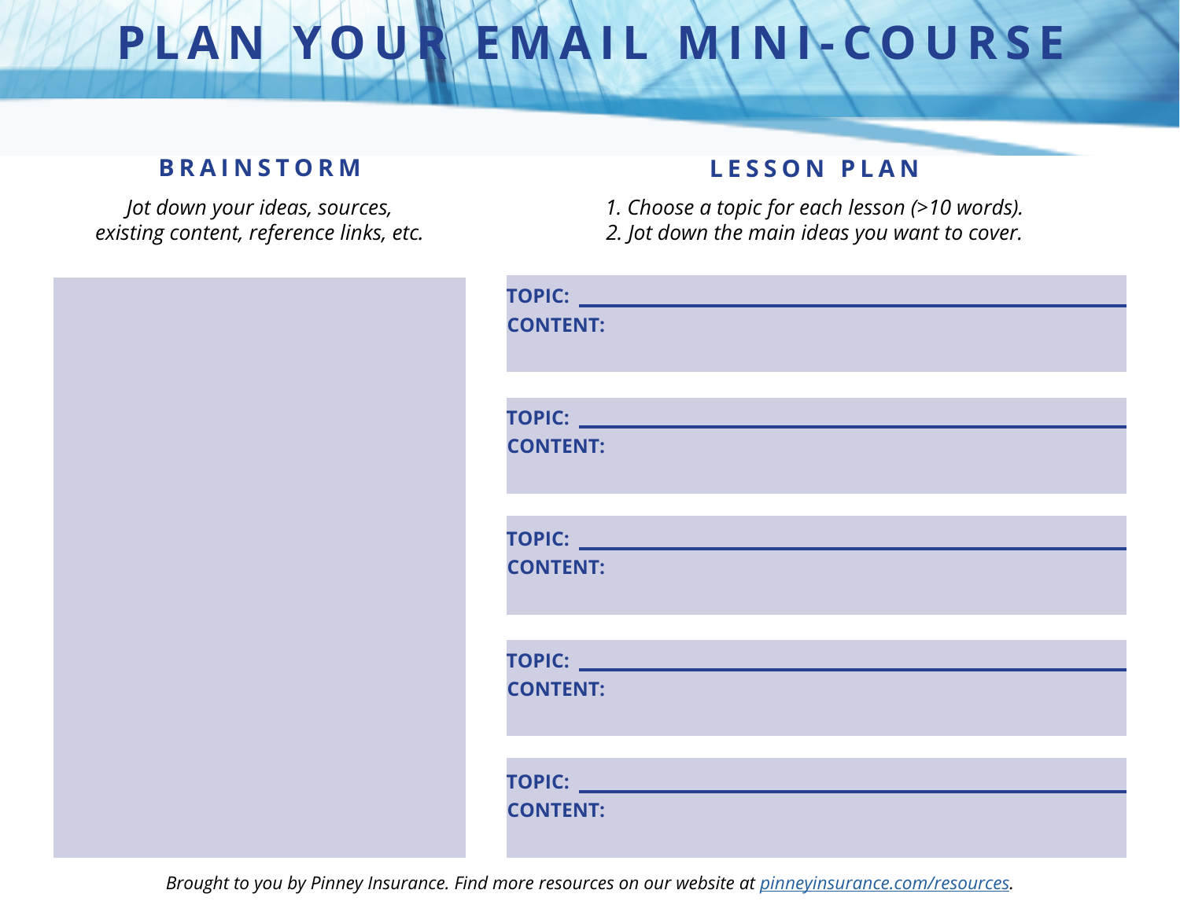# PLAN YOUR EMAIL MINI-COURSE

## BRAINSTORM

*Jot down your ideas, sources, existing content, reference links, etc.*

## LESSON PLAN

*1. Choose a topic for each lesson (>10 words).*
*2. Jot down the main ideas you want to cover.*

**TOPIC:** ______________________________

**CONTENT:**

**TOPIC:** ______________________________

**CONTENT:**

**TOPIC:** ______________________________

**CONTENT:**

**TOPIC:** ______________________________

**CONTENT:**

**TOPIC:** ______________________________

**CONTENT:**

*Brought to you by Pinney Insurance. Find more resources on our website at pinneyinsurance.com/resources.*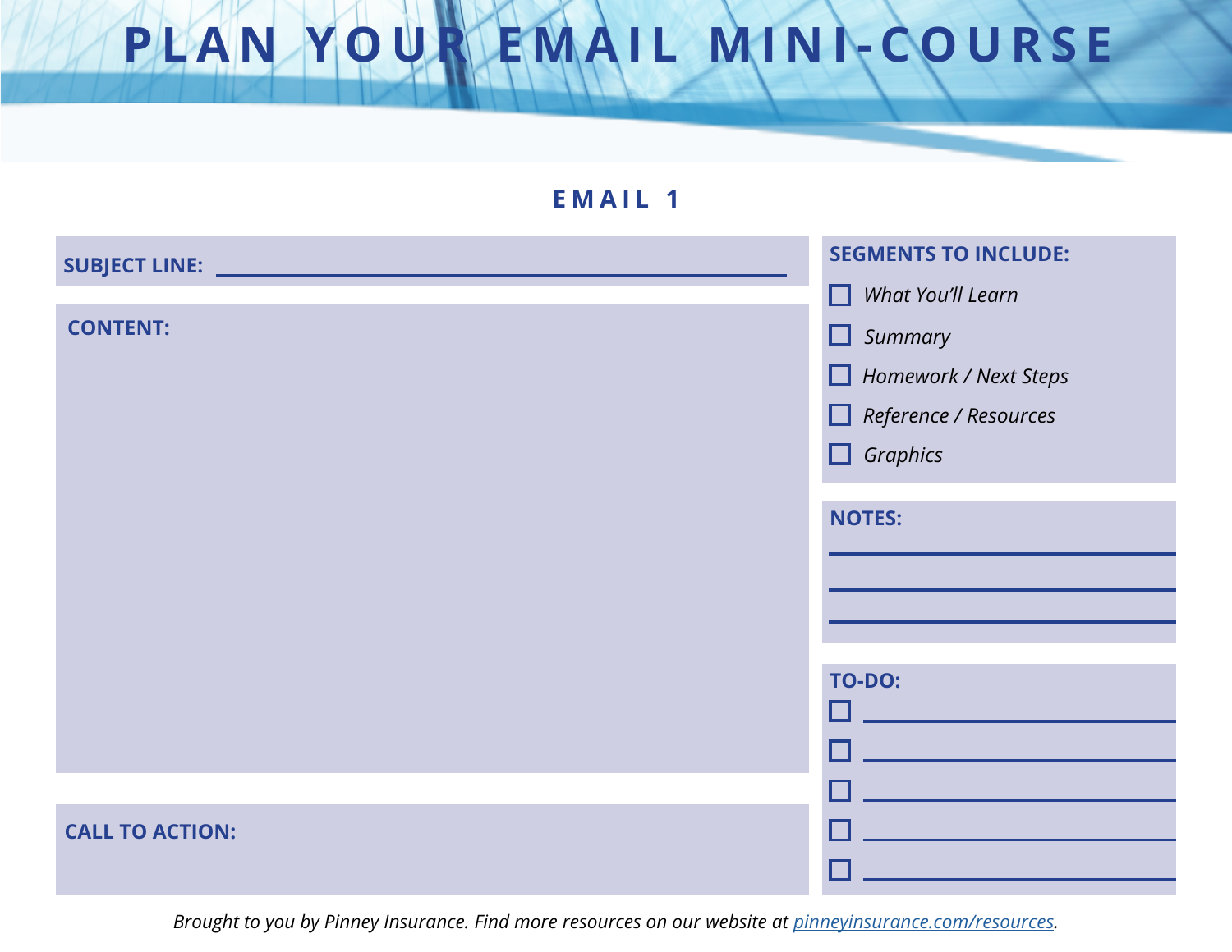# PLAN YOUR EMAIL MINI-COURSE

## EMAIL 1

**SUBJECT LINE:** ______________________________

**CONTENT:**

**CALL TO ACTION:**

**SEGMENTS TO INCLUDE:**

- ☐ *What You'll Learn*
- ☐ *Summary*
- ☐ *Homework / Next Steps*
- ☐ *Reference / Resources*
- ☐ *Graphics*

**NOTES:**

______________________________

______________________________

______________________________

**TO-DO:**

- ☐ ______________________________
- ☐ ______________________________
- ☐ ______________________________
- ☐ ______________________________
- ☐ ______________________________

*Brought to you by Pinney Insurance. Find more resources on our website at [pinneyinsurance.com/resources](pinneyinsurance.com/resources).*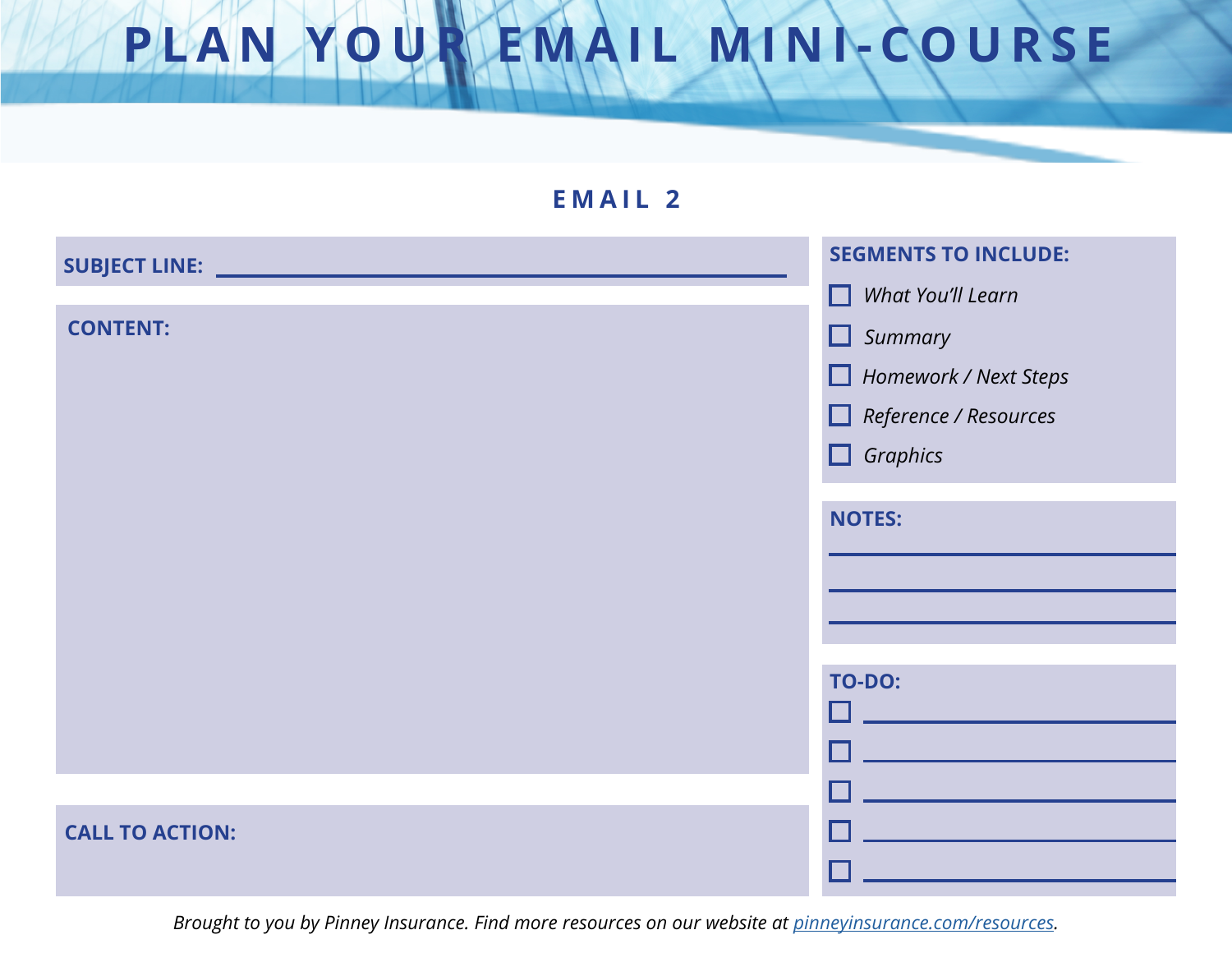# PLAN YOUR EMAIL MINI-COURSE

## EMAIL 2

**SUBJECT LINE:** ______________________________

**CONTENT:**

**CALL TO ACTION:**

**SEGMENTS TO INCLUDE:**

- [ ] *What You'll Learn*
- [ ] *Summary*
- [ ] *Homework / Next Steps*
- [ ] *Reference / Resources*
- [ ] *Graphics*

**NOTES:**

______________________________

______________________________

______________________________

**TO-DO:**

- [ ] ______________________________
- [ ] ______________________________
- [ ] ______________________________
- [ ] ______________________________
- [ ] ______________________________

*Brought to you by Pinney Insurance. Find more resources on our website at [pinneyinsurance.com/resources](pinneyinsurance.com/resources).*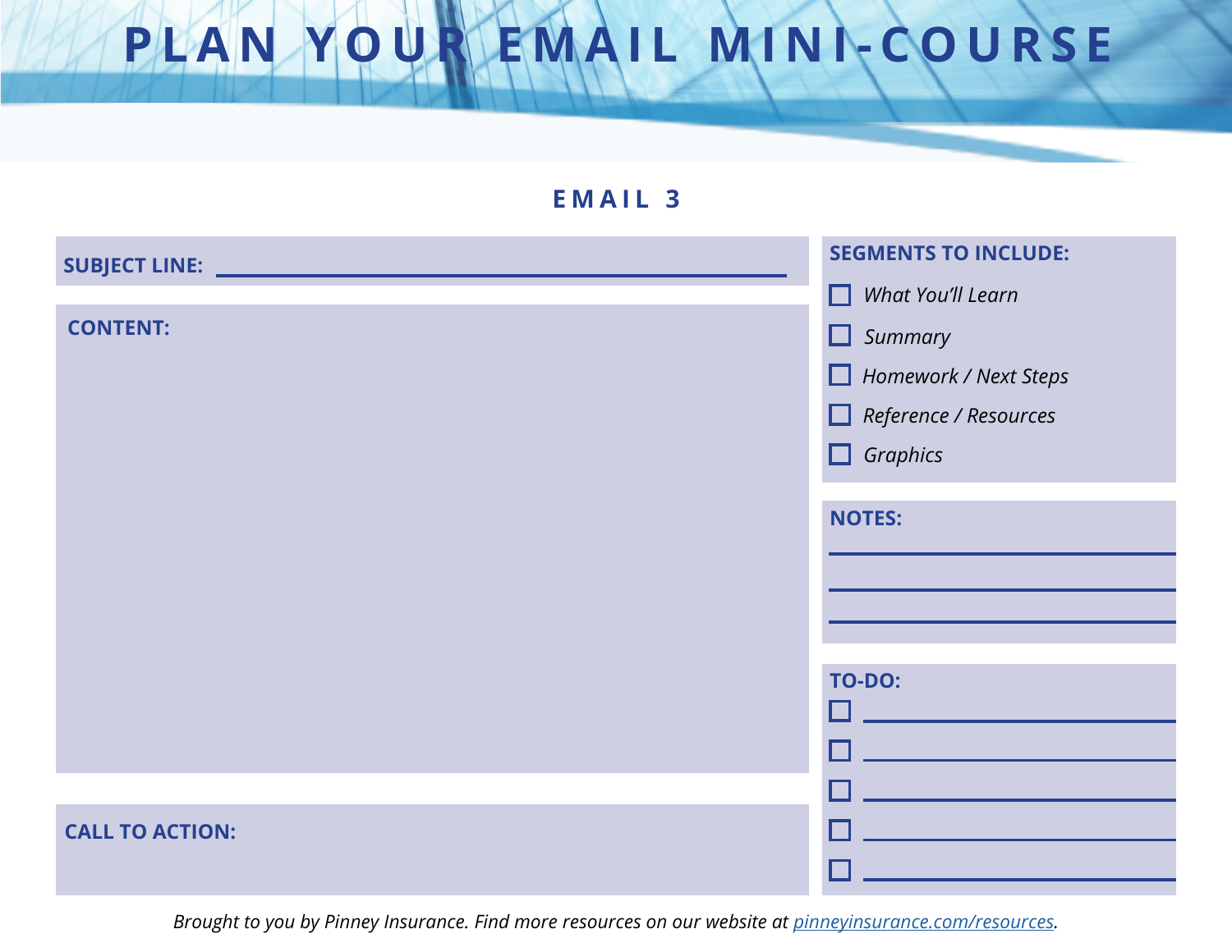# PLAN YOUR EMAIL MINI-COURSE

## EMAIL 3

**SUBJECT LINE:** ______________________________________________

**CONTENT:**

**CALL TO ACTION:**

**SEGMENTS TO INCLUDE:**

- ☐ *What You'll Learn*
- ☐ *Summary*
- ☐ *Homework / Next Steps*
- ☐ *Reference / Resources*
- ☐ *Graphics*

**NOTES:**

______________________________

______________________________

______________________________

**TO-DO:**

- ☐ ______________________________
- ☐ ______________________________
- ☐ ______________________________
- ☐ ______________________________
- ☐ ______________________________

*Brought to you by Pinney Insurance. Find more resources on our website at [pinneyinsurance.com/resources](pinneyinsurance.com/resources).*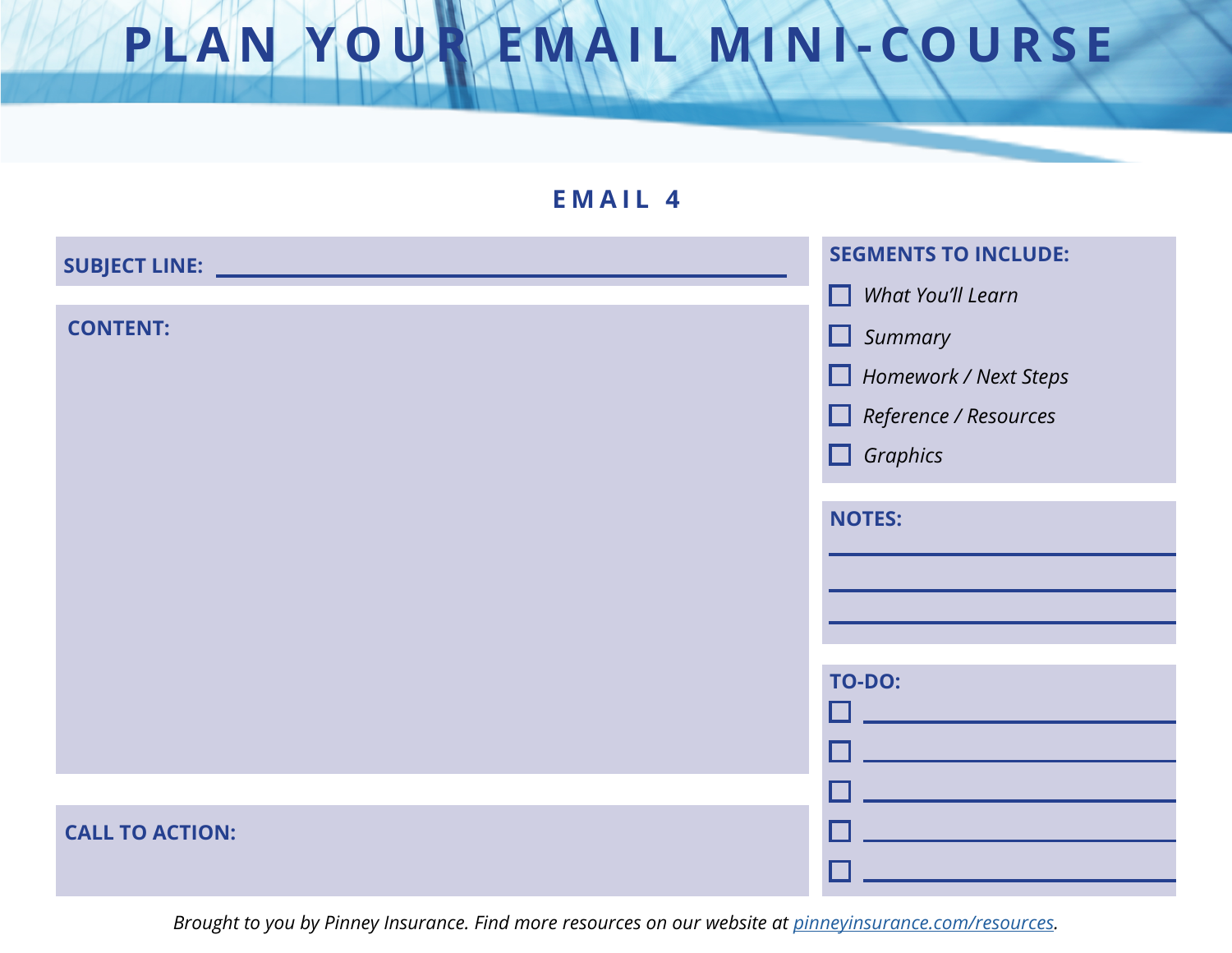# PLAN YOUR EMAIL MINI-COURSE

## EMAIL 4

**SUBJECT LINE:** ______________________________

**CONTENT:**

**CALL TO ACTION:**

**SEGMENTS TO INCLUDE:**

- ☐ *What You'll Learn*
- ☐ *Summary*
- ☐ *Homework / Next Steps*
- ☐ *Reference / Resources*
- ☐ *Graphics*

**NOTES:**

______________________________

______________________________

______________________________

**TO-DO:**

- ☐ ______________________________
- ☐ ______________________________
- ☐ ______________________________
- ☐ ______________________________
- ☐ ______________________________

*Brought to you by Pinney Insurance. Find more resources on our website at [pinneyinsurance.com/resources](https://pinneyinsurance.com/resources).*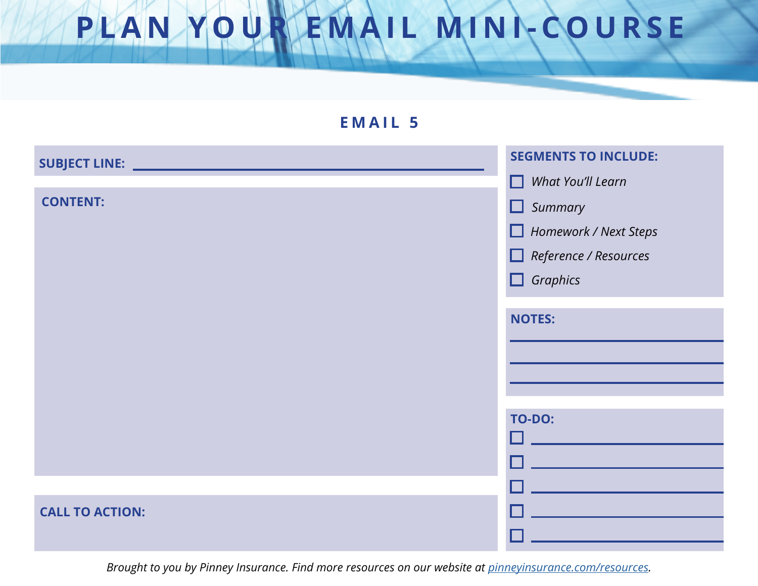# PLAN YOUR EMAIL MINI-COURSE

## EMAIL 5

**SUBJECT LINE:** ______________________________

**CONTENT:**

**CALL TO ACTION:**

**SEGMENTS TO INCLUDE:**

- ☐ *What You'll Learn*
- ☐ *Summary*
- ☐ *Homework / Next Steps*
- ☐ *Reference / Resources*
- ☐ *Graphics*

**NOTES:**

______________________________

______________________________

______________________________

**TO-DO:**

- ☐ ______________________________
- ☐ ______________________________
- ☐ ______________________________
- ☐ ______________________________
- ☐ ______________________________

*Brought to you by Pinney Insurance. Find more resources on our website at [pinneyinsurance.com/resources](pinneyinsurance.com/resources).*